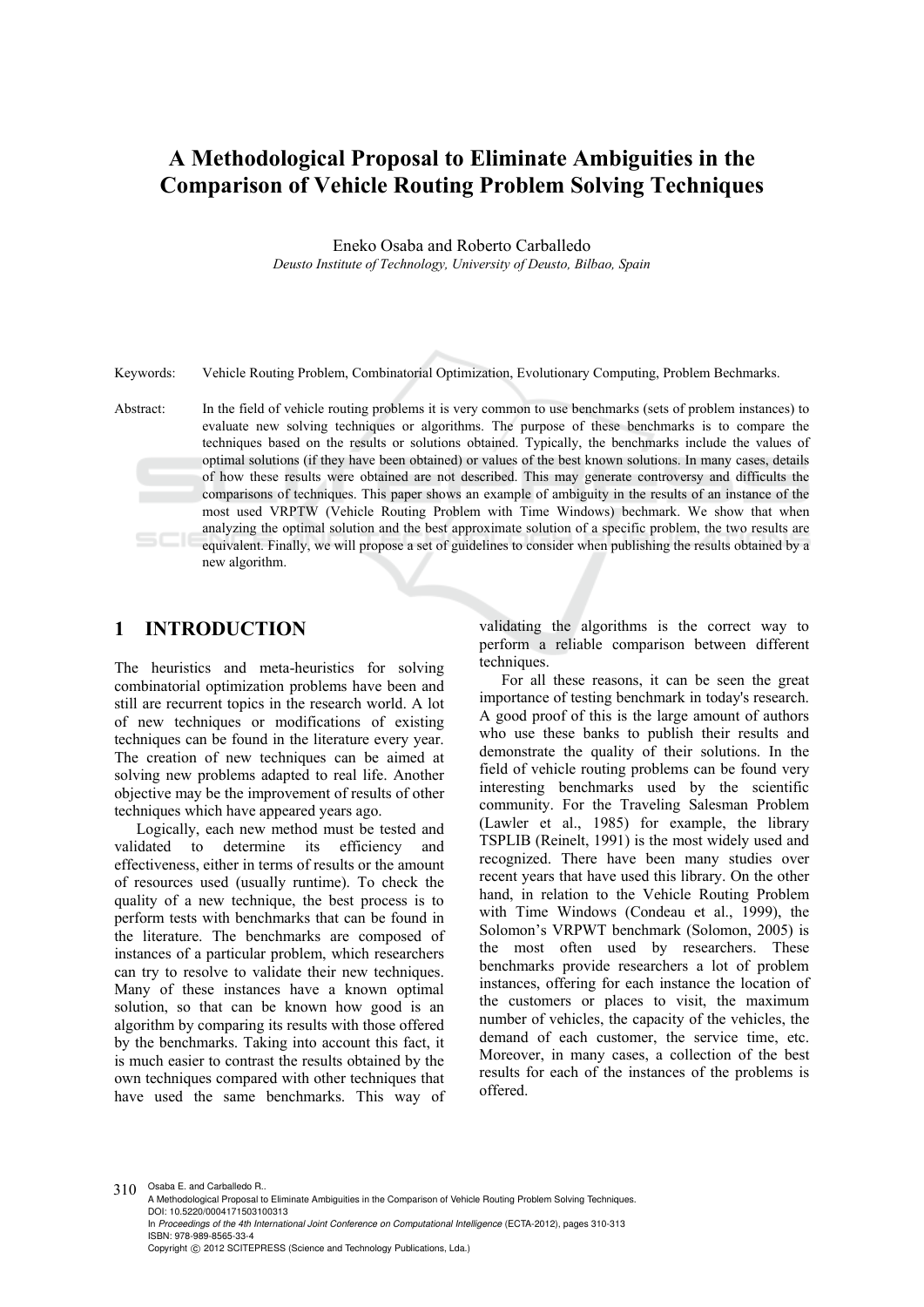# A Methodological Proposal to Eliminate Ambiguities in the Comparison of Vehicle Routing Problem Solving Techniques

Eneko Osaba and Roberto Carballedo

*Deusto Institute of Technology, University of Deusto, Bilbao, Spain*

Keywords: Vehicle Routing Problem, Combinatorial Optimization, Evolutionary Computing, Problem Bechmarks.

Abstract: In the field of vehicle routing problems it is very common to use benchmarks (sets of problem instances) to evaluate new solving techniques or algorithms. The purpose of these benchmarks is to compare the techniques based on the results or solutions obtained. Typically, the benchmarks include the values of optimal solutions (if they have been obtained) or values of the best known solutions. In many cases, details of how these results were obtained are not described. This may generate controversy and difficults the comparisons of techniques. This paper shows an example of ambiguity in the results of an instance of the most used VRPTW (Vehicle Routing Problem with Time Windows) bechmark. We show that when analyzing the optimal solution and the best approximate solution of a specific problem, the two results are equivalent. Finally, we will propose a set of guidelines to consider when publishing the results obtained by a new algorithm.

## 1 INTRODUCTION

The heuristics and meta-heuristics for solving combinatorial optimization problems have been and still are recurrent topics in the research world. A lot of new techniques or modifications of existing techniques can be found in the literature every year. The creation of new techniques can be aimed at solving new problems adapted to real life. Another objective may be the improvement of results of other techniques which have appeared years ago.

Logically, each new method must be tested and validated to determine its efficiency and effectiveness, either in terms of results or the amount of resources used (usually runtime). To check the quality of a new technique, the best process is to perform tests with benchmarks that can be found in the literature. The benchmarks are composed of instances of a particular problem, which researchers can try to resolve to validate their new techniques. Many of these instances have a known optimal solution, so that can be known how good is an algorithm by comparing its results with those offered by the benchmarks. Taking into account this fact, it is much easier to contrast the results obtained by the own techniques compared with other techniques that have used the same benchmarks. This way of validating the algorithms is the correct way to perform a reliable comparison between different techniques.

For all these reasons, it can be seen the great importance of testing benchmark in today's research. A good proof of this is the large amount of authors who use these banks to publish their results and demonstrate the quality of their solutions. In the field of vehicle routing problems can be found very interesting benchmarks used by the scientific community. For the Traveling Salesman Problem (Lawler et al., 1985) for example, the library TSPLIB (Reinelt, 1991) is the most widely used and recognized. There have been many studies over recent years that have used this library. On the other hand, in relation to the Vehicle Routing Problem with Time Windows (Condeau et al., 1999), the Solomon's VRPWT benchmark (Solomon, 2005) is the most often used by researchers. These benchmarks provide researchers a lot of problem instances, offering for each instance the location of the customers or places to visit, the maximum number of vehicles, the capacity of the vehicles, the demand of each customer, the service time, etc. Moreover, in many cases, a collection of the best results for each of the instances of the problems is offered.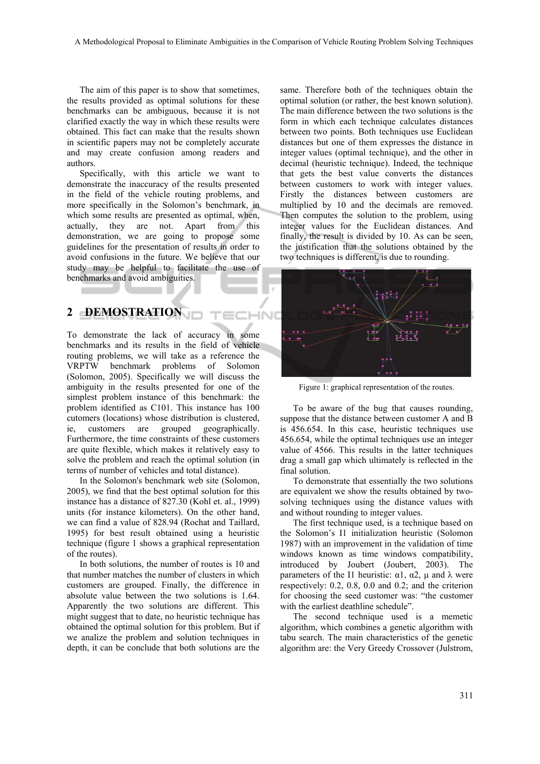The aim of this paper is to show that sometimes, the results provided as optimal solutions for these benchmarks can be ambiguous, because it is not clarified exactly the way in which these results were obtained. This fact can make that the results shown in scientific papers may not be completely accurate and may create confusion among readers and authors.

Specifically, with this article we want to demonstrate the inaccuracy of the results presented in the field of the vehicle routing problems, and more specifically in the Solomon's benchmark, in which some results are presented as optimal, when, actually, they are not. Apart from this demonstration, we are going to propose some guidelines for the presentation of results in order to avoid confusions in the future. We believe that our study may be helpful to facilitate the use of benchmarks and avoid ambiguities.

## 2 DEMOSTRATION

To demonstrate the lack of accuracy in some benchmarks and its results in the field of vehicle routing problems, we will take as a reference the VRPTW benchmark problems of Solomon (Solomon, 2005). Specifically we will discuss the ambiguity in the results presented for one of the simplest problem instance of this benchmark: the problem identified as C101. This instance has 100 cutomers (locations) whose distribution is clustered, ie, customers are grouped geographically. Furthermore, the time constraints of these customers are quite flexible, which makes it relatively easy to solve the problem and reach the optimal solution (in terms of number of vehicles and total distance).

In the Solomon's benchmark web site (Solomon, 2005), we find that the best optimal solution for this instance has a distance of 827.30 (Kohl et. al., 1999) units (for instance kilometers). On the other hand, we can find a value of 828.94 (Rochat and Taillard, 1995) for best result obtained using a heuristic technique (figure 1 shows a graphical representation of the routes).

In both solutions, the number of routes is 10 and that number matches the number of clusters in which customers are grouped. Finally, the difference in absolute value between the two solutions is 1.64. Apparently the two solutions are different. This might suggest that to date, no heuristic technique has obtained the optimal solution for this problem. But if we analize the problem and solution techniques in depth, it can be conclude that both solutions are the same. Therefore both of the techniques obtain the optimal solution (or rather, the best known solution). The main difference between the two solutions is the form in which each technique calculates distances between two points. Both techniques use Euclidean distances but one of them expresses the distance in integer values (optimal technique), and the other in decimal (heuristic technique). Indeed, the technique that gets the best value converts the distances between customers to work with integer values. Firstly the distances between customers are multiplied by 10 and the decimals are removed. Then computes the solution to the problem, using integer values for the Euclidean distances. And finally, the result is divided by 10. As can be seen, the justification that the solutions obtained by the two techniques is different, is due to rounding.

Figure 1: graphical representation of the routes.

To be aware of the bug that causes rounding, suppose that the distance between customer A and B is 456.654. In this case, heuristic techniques use 456.654, while the optimal techniques use an integer value of 4566. This results in the latter techniques drag a small gap which ultimately is reflected in the final solution.

To demonstrate that essentially the two solutions are equivalent we show the results obtained by two-solving techniques using the distance values with and without rounding to integer values.

The first technique used, is a technique based on the Solomon's I1 initialization heuristic (Solomon 1987) with an improvement in the validation of time windows known as time windows compatibility, introduced by Joubert (Joubert, 2003). The parameters of the I1 heuristic: $\alpha 1$, $\alpha 2$, $\mu$ and $\lambda$ were respectively: 0.2, 0.8, 0.0 and 0.2; and the criterion for choosing the seed customer was: "the customer with the earliest deathline schedule".

The second technique used is a memetic algorithm, which combines a genetic algorithm with tabu search. The main characteristics of the genetic algorithm are: the Very Greedy Crossover (Julstrom,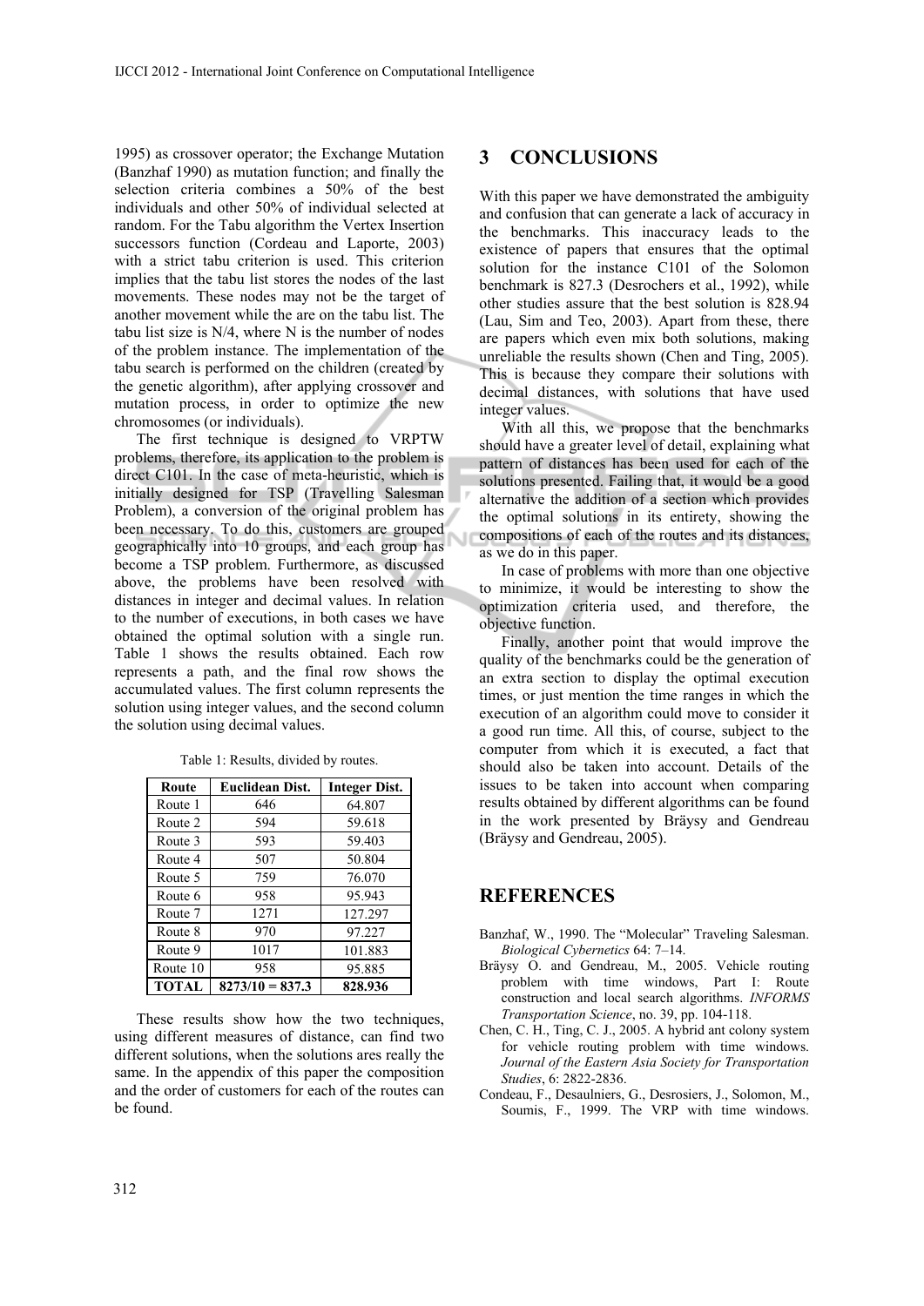1995) as crossover operator; the Exchange Mutation (Banzhaf 1990) as mutation function; and finally the selection criteria combines a 50% of the best individuals and other 50% of individual selected at random. For the Tabu algorithm the Vertex Insertion successors function (Cordeau and Laporte, 2003) with a strict tabu criterion is used. This criterion implies that the tabu list stores the nodes of the last movements. These nodes may not be the target of another movement while the are on the tabu list. The tabu list size is N/4, where N is the number of nodes of the problem instance. The implementation of the tabu search is performed on the children (created by the genetic algorithm), after applying crossover and mutation process, in order to optimize the new chromosomes (or individuals).

The first technique is designed to VRPTW problems, therefore, its application to the problem is direct C101. In the case of meta-heuristic, which is initially designed for TSP (Travelling Salesman Problem), a conversion of the original problem has been necessary. To do this, customers are grouped geographically into 10 groups, and each group has become a TSP problem. Furthermore, as discussed above, the problems have been resolved with distances in integer and decimal values. In relation to the number of executions, in both cases we have obtained the optimal solution with a single run. Table 1 shows the results obtained. Each row represents a path, and the final row shows the accumulated values. The first column represents the solution using integer values, and the second column the solution using decimal values.

Table 1: Results, divided by routes.

| Route | Euclidean Dist. | Integer Dist. |
|---|---|---|
| Route 1 | 646 | 64.807 |
| Route 2 | 594 | 59.618 |
| Route 3 | 593 | 59.403 |
| Route 4 | 507 | 50.804 |
| Route 5 | 759 | 76.070 |
| Route 6 | 958 | 95.943 |
| Route 7 | 1271 | 127.297 |
| Route 8 | 970 | 97.227 |
| Route 9 | 1017 | 101.883 |
| Route 10 | 958 | 95.885 |
| **TOTAL** | **8273/10 = 837.3** | **828.936** |

These results show how the two techniques, using different measures of distance, can find two different solutions, when the solutions ares really the same. In the appendix of this paper the composition and the order of customers for each of the routes can be found.

## 3 CONCLUSIONS

With this paper we have demonstrated the ambiguity and confusion that can generate a lack of accuracy in the benchmarks. This inaccuracy leads to the existence of papers that ensures that the optimal solution for the instance C101 of the Solomon benchmark is 827.3 (Desrochers et al., 1992), while other studies assure that the best solution is 828.94 (Lau, Sim and Teo, 2003). Apart from these, there are papers which even mix both solutions, making unreliable the results shown (Chen and Ting, 2005). This is because they compare their solutions with decimal distances, with solutions that have used integer values.

With all this, we propose that the benchmarks should have a greater level of detail, explaining what pattern of distances has been used for each of the solutions presented. Failing that, it would be a good alternative the addition of a section which provides the optimal solutions in its entirety, showing the compositions of each of the routes and its distances, as we do in this paper.

In case of problems with more than one objective to minimize, it would be interesting to show the optimization criteria used, and therefore, the objective function.

Finally, another point that would improve the quality of the benchmarks could be the generation of an extra section to display the optimal execution times, or just mention the time ranges in which the execution of an algorithm could move to consider it a good run time. All this, of course, subject to the computer from which it is executed, a fact that should also be taken into account. Details of the issues to be taken into account when comparing results obtained by different algorithms can be found in the work presented by Bräysy and Gendreau (Bräysy and Gendreau, 2005).

## REFERENCES

Banzhaf, W., 1990. The "Molecular" Traveling Salesman. *Biological Cybernetics* 64: 7–14.

Bräysy O. and Gendreau, M., 2005. Vehicle routing problem with time windows, Part I: Route construction and local search algorithms. *INFORMS Transportation Science*, no. 39, pp. 104-118.

Chen, C. H., Ting, C. J., 2005. A hybrid ant colony system for vehicle routing problem with time windows. *Journal of the Eastern Asia Society for Transportation Studies*, 6: 2822-2836.

Condeau, F., Desaulniers, G., Desrosiers, J., Solomon, M., Soumis, F., 1999. The VRP with time windows.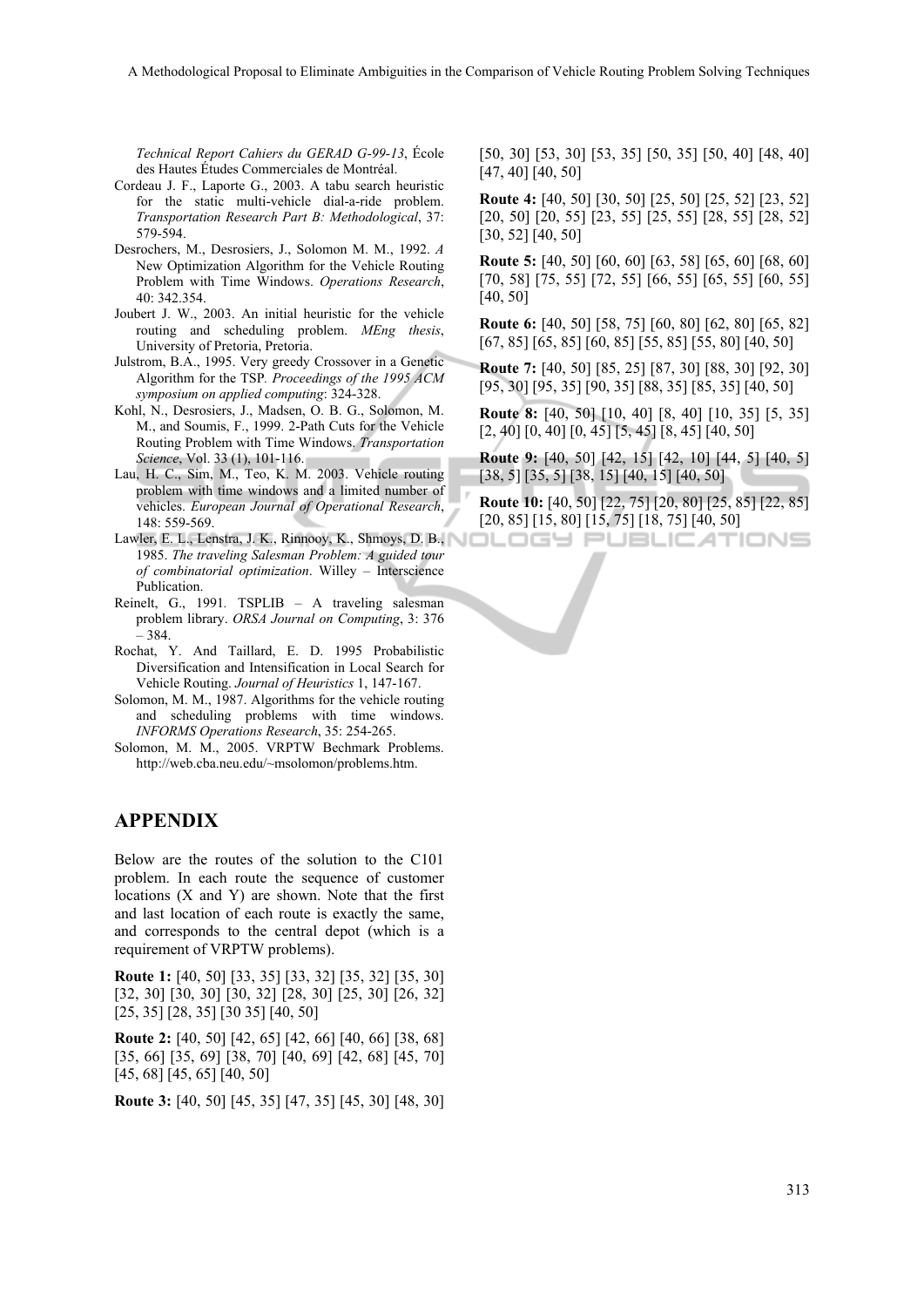*Technical Report Cahiers du GERAD G-99-13*, École des Hautes Études Commerciales de Montréal.

Cordeau J. F., Laporte G., 2003. A tabu search heuristic for the static multi-vehicle dial-a-ride problem. *Transportation Research Part B: Methodological*, 37: 579-594.

Desrochers, M., Desrosiers, J., Solomon M. M., 1992. *A* New Optimization Algorithm for the Vehicle Routing Problem with Time Windows. *Operations Research*, 40: 342.354.

Joubert J. W., 2003. An initial heuristic for the vehicle routing and scheduling problem. *MEng thesis*, University of Pretoria, Pretoria.

Julstrom, B.A., 1995. Very greedy Crossover in a Genetic Algorithm for the TSP. *Proceedings of the 1995 ACM symposium on applied computing*: 324-328.

Kohl, N., Desrosiers, J., Madsen, O. B. G., Solomon, M. M., and Soumis, F., 1999. 2-Path Cuts for the Vehicle Routing Problem with Time Windows. *Transportation Science*, Vol. 33 (1), 101-116.

Lau, H. C., Sim, M., Teo, K. M. 2003. Vehicle routing problem with time windows and a limited number of vehicles. *European Journal of Operational Research*, 148: 559-569.

Lawler, E. L., Lenstra, J. K., Rinnooy, K., Shmoys, D. B., 1985. *The traveling Salesman Problem: A guided tour of combinatorial optimization*. Willey – Interscience Publication.

Reinelt, G., 1991. TSPLIB – A traveling salesman problem library. *ORSA Journal on Computing*, 3: 376 – 384.

Rochat, Y. And Taillard, E. D. 1995 Probabilistic Diversification and Intensification in Local Search for Vehicle Routing. *Journal of Heuristics* 1, 147-167.

Solomon, M. M., 1987. Algorithms for the vehicle routing and scheduling problems with time windows. *INFORMS Operations Research*, 35: 254-265.

Solomon, M. M., 2005. VRPTW Bechmark Problems. http://web.cba.neu.edu/~msolomon/problems.htm.

## APPENDIX

Below are the routes of the solution to the C101 problem. In each route the sequence of customer locations (X and Y) are shown. Note that the first and last location of each route is exactly the same, and corresponds to the central depot (which is a requirement of VRPTW problems).

**Route 1:** [40, 50] [33, 35] [33, 32] [35, 32] [35, 30] [32, 30] [30, 30] [30, 32] [28, 30] [25, 30] [26, 32] [25, 35] [28, 35] [30 35] [40, 50]

**Route 2:** [40, 50] [42, 65] [42, 66] [40, 66] [38, 68] [35, 66] [35, 69] [38, 70] [40, 69] [42, 68] [45, 70] [45, 68] [45, 65] [40, 50]

**Route 3:** [40, 50] [45, 35] [47, 35] [45, 30] [48, 30] [50, 30] [53, 30] [53, 35] [50, 35] [50, 40] [48, 40] [47, 40] [40, 50]

**Route 4:** [40, 50] [30, 50] [25, 50] [25, 52] [23, 52] [20, 50] [20, 55] [23, 55] [25, 55] [28, 55] [28, 52] [30, 52] [40, 50]

**Route 5:** [40, 50] [60, 60] [63, 58] [65, 60] [68, 60] [70, 58] [75, 55] [72, 55] [66, 55] [65, 55] [60, 55] [40, 50]

**Route 6:** [40, 50] [58, 75] [60, 80] [62, 80] [65, 82] [67, 85] [65, 85] [60, 85] [55, 85] [55, 80] [40, 50]

**Route 7:** [40, 50] [85, 25] [87, 30] [88, 30] [92, 30] [95, 30] [95, 35] [90, 35] [88, 35] [85, 35] [40, 50]

**Route 8:** [40, 50] [10, 40] [8, 40] [10, 35] [5, 35] [2, 40] [0, 40] [0, 45] [5, 45] [8, 45] [40, 50]

**Route 9:** [40, 50] [42, 15] [42, 10] [44, 5] [40, 5] [38, 5] [35, 5] [38, 15] [40, 15] [40, 50]

**Route 10:** [40, 50] [22, 75] [20, 80] [25, 85] [22, 85] [20, 85] [15, 80] [15, 75] [18, 75] [40, 50]